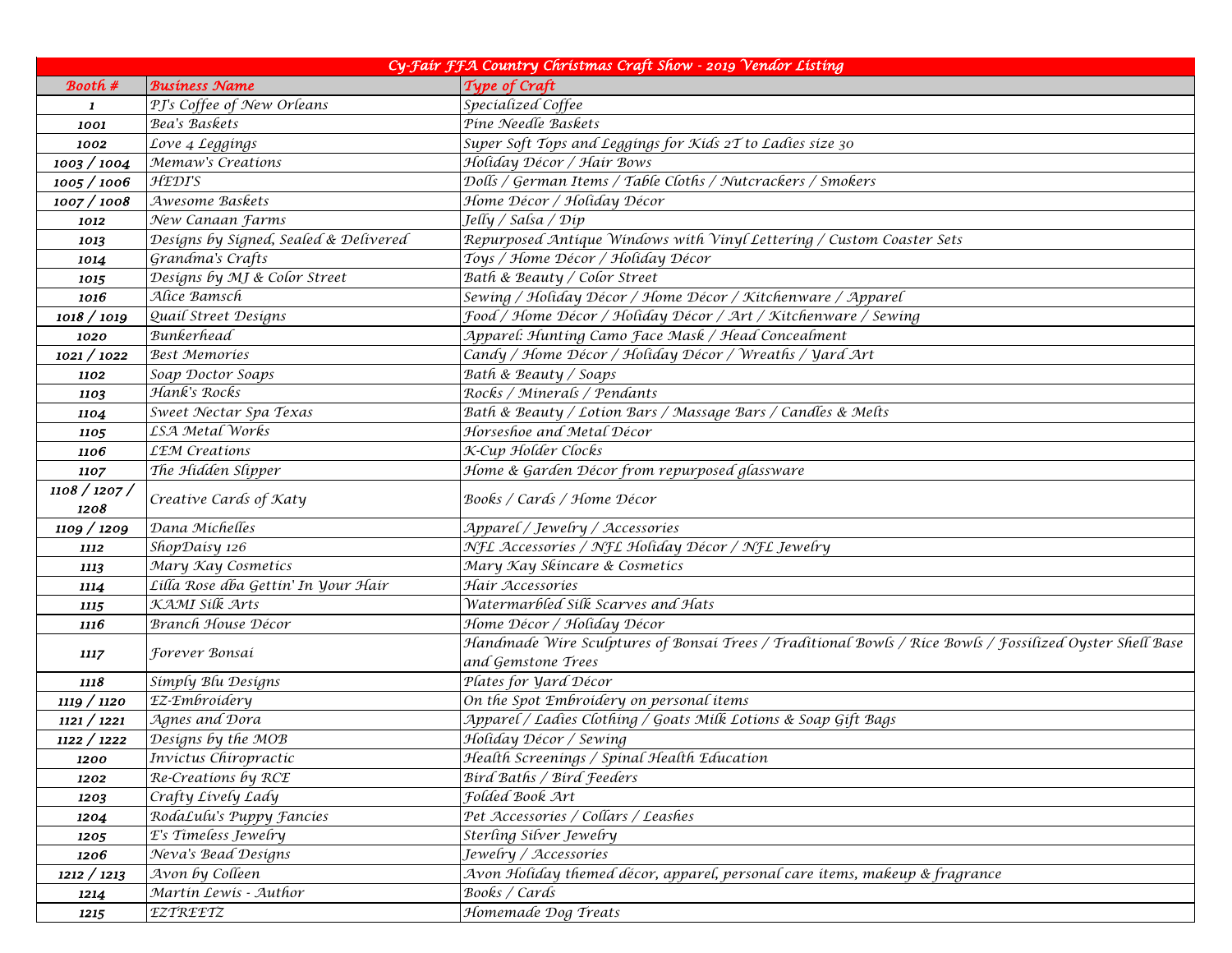| Cy-Fair FFA Country Christmas Craft Show - 2019 Vendor Listing | | |
|---|---|---|
| **Booth #** | **Business Name** | **Type of Craft** |
| 1 | PJ's Coffee of New Orleans | Specialized Coffee |
| 1001 | Bea's Baskets | Pine Needle Baskets |
| 1002 | Love 4 Leggings | Super Soft Tops and Leggings for Kids 2T to Ladies size 30 |
| 1003 / 1004 | Memaw's Creations | Holiday Décor / Hair Bows |
| 1005 / 1006 | HEDI'S | Dolls / German Items / Table Cloths / Nutcrackers / Smokers |
| 1007 / 1008 | Awesome Baskets | Home Décor / Holiday Décor |
| 1012 | New Canaan Farms | Jelly / Salsa / Dip |
| 1013 | Designs by Signed, Sealed & Delivered | Repurposed Antique Windows with Vinyl Lettering / Custom Coaster Sets |
| 1014 | Grandma's Crafts | Toys / Home Décor / Holiday Décor |
| 1015 | Designs by MJ & Color Street | Bath & Beauty / Color Street |
| 1016 | Alice Bamsch | Sewing / Holiday Décor / Home Décor / Kitchenware / Apparel |
| 1018 / 1019 | Quail Street Designs | Food / Home Décor / Holiday Décor / Art / Kitchenware / Sewing |
| 1020 | Bunkerhead | Apparel: Hunting Camo Face Mask / Head Concealment |
| 1021 / 1022 | Best Memories | Candy / Home Décor / Holiday Décor / Wreaths / Yard Art |
| 1102 | Soap Doctor Soaps | Bath & Beauty / Soaps |
| 1103 | Hank's Rocks | Rocks / Minerals / Pendants |
| 1104 | Sweet Nectar Spa Texas | Bath & Beauty / Lotion Bars / Massage Bars / Candles & Melts |
| 1105 | LSA Metal Works | Horseshoe and Metal Décor |
| 1106 | LEM Creations | K-Cup Holder Clocks |
| 1107 | The Hidden Slipper | Home & Garden Décor from repurposed glassware |
| 1108 / 1207 / 1208 | Creative Cards of Katy | Books / Cards / Home Décor |
| 1109 / 1209 | Dana Michelles | Apparel / Jewelry / Accessories |
| 1112 | ShopDaisy 126 | NFL Accessories / NFL Holiday Décor / NFL Jewelry |
| 1113 | Mary Kay Cosmetics | Mary Kay Skincare & Cosmetics |
| 1114 | Lilla Rose dba Gettin' In Your Hair | Hair Accessories |
| 1115 | KAMI Silk Arts | Watermarbled Silk Scarves and Hats |
| 1116 | Branch House Décor | Home Décor / Holiday Décor |
| 1117 | Forever Bonsai | Handmade Wire Sculptures of Bonsai Trees / Traditional Bowls / Rice Bowls / Fossilized Oyster Shell Base and Gemstone Trees |
| 1118 | Simply Blu Designs | Plates for Yard Décor |
| 1119 / 1120 | EZ-Embroidery | On the Spot Embroidery on personal items |
| 1121 / 1221 | Agnes and Dora | Apparel / Ladies Clothing / Goats Milk Lotions & Soap Gift Bags |
| 1122 / 1222 | Designs by the MOB | Holiday Décor / Sewing |
| 1200 | Invictus Chiropractic | Health Screenings / Spinal Health Education |
| 1202 | Re-Creations by RCE | Bird Baths / Bird Feeders |
| 1203 | Crafty Lively Lady | Folded Book Art |
| 1204 | RodaLulu's Puppy Fancies | Pet Accessories / Collars / Leashes |
| 1205 | E's Timeless Jewelry | Sterling Silver Jewelry |
| 1206 | Neva's Bead Designs | Jewelry / Accessories |
| 1212 / 1213 | Avon by Colleen | Avon Holiday themed décor, apparel, personal care items, makeup & fragrance |
| 1214 | Martin Lewis - Author | Books / Cards |
| 1215 | EZTREETZ | Homemade Dog Treats |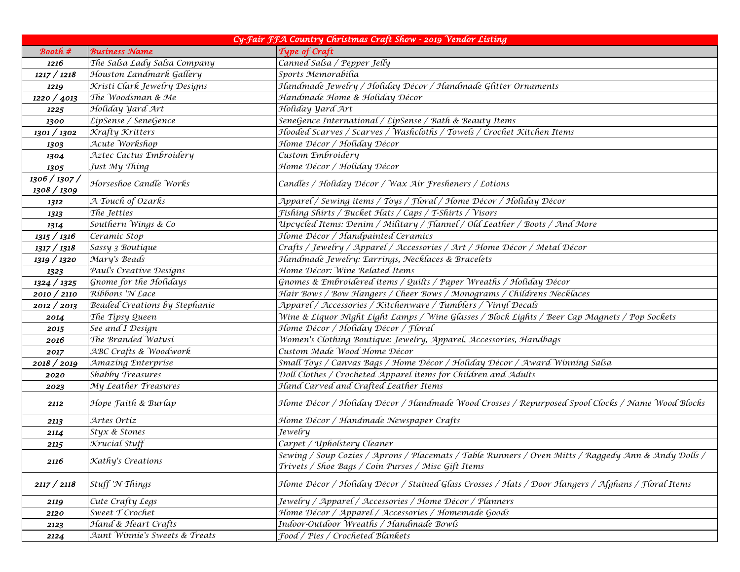| Cy-Fair FFA Country Christmas Craft Show - 2019 Vendor Listing | | |
|---|---|---|
| **Booth #** | **Business Name** | **Type of Craft** |
| 1216 | The Salsa Lady Salsa Company | Canned Salsa / Pepper Jelly |
| 1217 / 1218 | Houston Landmark Gallery | Sports Memorabilia |
| 1219 | Kristi Clark Jewelry Designs | Handmade Jewelry / Holiday Décor / Handmade Glitter Ornaments |
| 1220 / 4013 | The Woodsman & Me | Handmade Home & Holiday Décor |
| 1225 | Holiday Yard Art | Holiday Yard Art |
| 1300 | LipSense / SeneGence | SeneGence International / LipSense / Bath & Beauty Items |
| 1301 / 1302 | Krafty Kritters | Hooded Scarves / Scarves / Washcloths / Towels / Crochet Kitchen Items |
| 1303 | Acute Workshop | Home Décor / Holiday Décor |
| 1304 | Aztec Cactus Embroidery | Custom Embroidery |
| 1305 | Just My Thing | Home Décor / Holiday Décor |
| 1306 / 1307 / 1308 / 1309 | Horseshoe Candle Works | Candles / Holiday Décor / Wax Air Fresheners / Lotions |
| 1312 | A Touch of Ozarks | Apparel / Sewing items / Toys / Floral / Home Décor / Holiday Décor |
| 1313 | The Jetties | Fishing Shirts / Bucket Hats / Caps / T-Shirts / Visors |
| 1314 | Southern Wings & Co | Upcycled Items: Denim / Military / Flannel / Old Leather / Boots / And More |
| 1315 / 1316 | Ceramic Stop | Home Décor / Handpainted Ceramics |
| 1317 / 1318 | Sassy 3 Boutique | Crafts / Jewelry / Apparel / Accessories / Art / Home Décor / Metal Décor |
| 1319 / 1320 | Mary's Beads | Handmade Jewelry: Earrings, Necklaces & Bracelets |
| 1323 | Paul's Creative Designs | Home Décor: Wine Related Items |
| 1324 / 1325 | Gnome for the Holidays | Gnomes & Embroidered items / Quilts / Paper Wreaths / Holiday Décor |
| 2010 / 2110 | Ribbons 'N Lace | Hair Bows / Bow Hangers / Cheer Bows / Monograms / Childrens Necklaces |
| 2012 / 2013 | Beaded Creations by Stephanie | Apparel / Accessories / Kitchenware / Tumblers / Vinyl Decals |
| 2014 | The Tipsy Queen | Wine & Liquor Night Light Lamps / Wine Glasses / Block Lights / Beer Cap Magnets / Pop Sockets |
| 2015 | See and I Design | Home Décor / Holiday Décor / Floral |
| 2016 | The Branded Watusi | Women's Clothing Boutique: Jewelry, Apparel, Accessories, Handbags |
| 2017 | ABC Crafts & Woodwork | Custom Made Wood Home Décor |
| 2018 / 2019 | Amazing Enterprise | Small Toys / Canvas Bags / Home Décor / Holiday Décor / Award Winning Salsa |
| 2020 | Shabby Treasures | Doll Clothes / Crocheted Apparel items for Children and Adults |
| 2023 | My Leather Treasures | Hand Carved and Crafted Leather Items |
| 2112 | Hope Faith & Burlap | Home Décor / Holiday Décor / Handmade Wood Crosses / Repurposed Spool Clocks / Name Wood Blocks |
| 2113 | Artes Ortiz | Home Décor / Handmade Newspaper Crafts |
| 2114 | Styx & Stones | Jewelry |
| 2115 | Krucial Stuff | Carpet / Upholstery Cleaner |
| 2116 | Kathy's Creations | Sewing / Soup Cozies / Aprons / Placemats / Table Runners / Oven Mitts / Raggedy Ann & Andy Dolls / Trivets / Shoe Bags / Coin Purses / Misc Gift Items |
| 2117 / 2118 | Stuff 'N Things | Home Décor / Holiday Décor / Stained Glass Crosses / Hats / Door Hangers / Afghans / Floral Items |
| 2119 | Cute Crafty Legs | Jewelry / Apparel / Accessories / Home Décor / Planners |
| 2120 | Sweet T Crochet | Home Décor / Apparel / Accessories / Homemade Goods |
| 2123 | Hand & Heart Crafts | Indoor-Outdoor Wreaths / Handmade Bowls |
| 2124 | Aunt Winnie's Sweets & Treats | Food / Pies / Crocheted Blankets |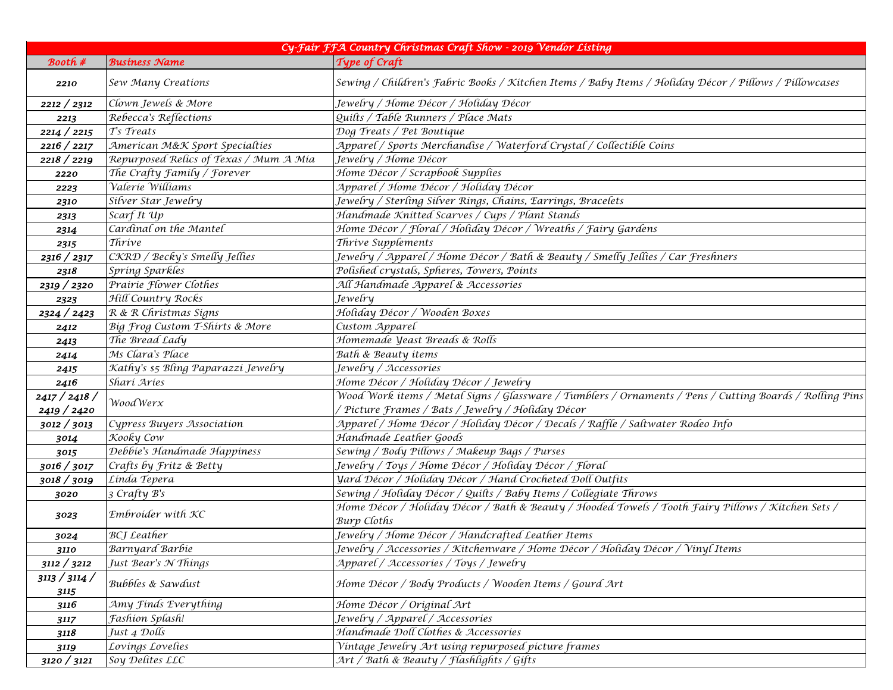| Cy-Fair FFA Country Christmas Craft Show - 2019 Vendor Listing | | |
|---|---|---|
| **Booth #** | **Business Name** | **Type of Craft** |
| 2210 | Sew Many Creations | Sewing / Children's Fabric Books / Kitchen Items / Baby Items / Holiday Décor / Pillows / Pillowcases |
| 2212 / 2312 | Clown Jewels & More | Jewelry / Home Décor / Holiday Décor |
| 2213 | Rebecca's Reflections | Quilts / Table Runners / Place Mats |
| 2214 / 2215 | T's Treats | Dog Treats / Pet Boutique |
| 2216 / 2217 | American M&K Sport Specialties | Apparel / Sports Merchandise / Waterford Crystal / Collectible Coins |
| 2218 / 2219 | Repurposed Relics of Texas / Mum A Mia | Jewelry / Home Décor |
| 2220 | The Crafty Family / Forever | Home Décor / Scrapbook Supplies |
| 2223 | Valerie Williams | Apparel / Home Décor / Holiday Décor |
| 2310 | Silver Star Jewelry | Jewelry / Sterling Silver Rings, Chains, Earrings, Bracelets |
| 2313 | Scarf It Up | Handmade Knitted Scarves / Cups / Plant Stands |
| 2314 | Cardinal on the Mantel | Home Décor / Floral / Holiday Décor / Wreaths / Fairy Gardens |
| 2315 | Thrive | Thrive Supplements |
| 2316 / 2317 | CKRD / Becky's Smelly Jellies | Jewelry / Apparel / Home Décor / Bath & Beauty / Smelly Jellies / Car Freshners |
| 2318 | Spring Sparkles | Polished crystals, Spheres, Towers, Points |
| 2319 / 2320 | Prairie Flower Clothes | All Handmade Apparel & Accessories |
| 2323 | Hill Country Rocks | Jewelry |
| 2324 / 2423 | R & R Christmas Signs | Holiday Décor / Wooden Boxes |
| 2412 | Big Frog Custom T-Shirts & More | Custom Apparel |
| 2413 | The Bread Lady | Homemade Yeast Breads & Rolls |
| 2414 | Ms Clara's Place | Bath & Beauty items |
| 2415 | Kathy's $5 Bling Paparazzi Jewelry | Jewelry / Accessories |
| 2416 | Shari Aries | Home Décor / Holiday Décor / Jewelry |
| 2417 / 2418 / 2419 / 2420 | WoodWerx | Wood Work items / Metal Signs / Glassware / Tumblers / Ornaments / Pens / Cutting Boards / Rolling Pins / Picture Frames / Bats / Jewelry / Holiday Décor |
| 3012 / 3013 | Cypress Buyers Association | Apparel / Home Décor / Holiday Décor / Decals / Raffle / Saltwater Rodeo Info |
| 3014 | Kooky Cow | Handmade Leather Goods |
| 3015 | Debbie's Handmade Happiness | Sewing / Body Pillows / Makeup Bags / Purses |
| 3016 / 3017 | Crafts by Fritz & Betty | Jewelry / Toys / Home Décor / Holiday Décor / Floral |
| 3018 / 3019 | Linda Tepera | Yard Décor / Holiday Décor / Hand Crocheted Doll Outfits |
| 3020 | 3 Crafty B's | Sewing / Holiday Décor / Quilts / Baby Items / Collegiate Throws |
| 3023 | Embroider with KC | Home Décor / Holiday Décor / Bath & Beauty / Hooded Towels / Tooth Fairy Pillows / Kitchen Sets / Burp Cloths |
| 3024 | BCJ Leather | Jewelry / Home Décor / Handcrafted Leather Items |
| 3110 | Barnyard Barbie | Jewelry / Accessories / Kitchenware / Home Décor / Holiday Décor / Vinyl Items |
| 3112 / 3212 | Just Bear's N Things | Apparel / Accessories / Toys / Jewelry |
| 3113 / 3114 / 3115 | Bubbles & Sawdust | Home Décor / Body Products / Wooden Items / Gourd Art |
| 3116 | Amy Finds Everything | Home Décor / Original Art |
| 3117 | Fashion Splash! | Jewelry / Apparel / Accessories |
| 3118 | Just 4 Dolls | Handmade Doll Clothes & Accessories |
| 3119 | Lovings Lovelies | Vintage Jewelry Art using repurposed picture frames |
| 3120 / 3121 | Soy Delites LLC | Art / Bath & Beauty / Flashlights / Gifts |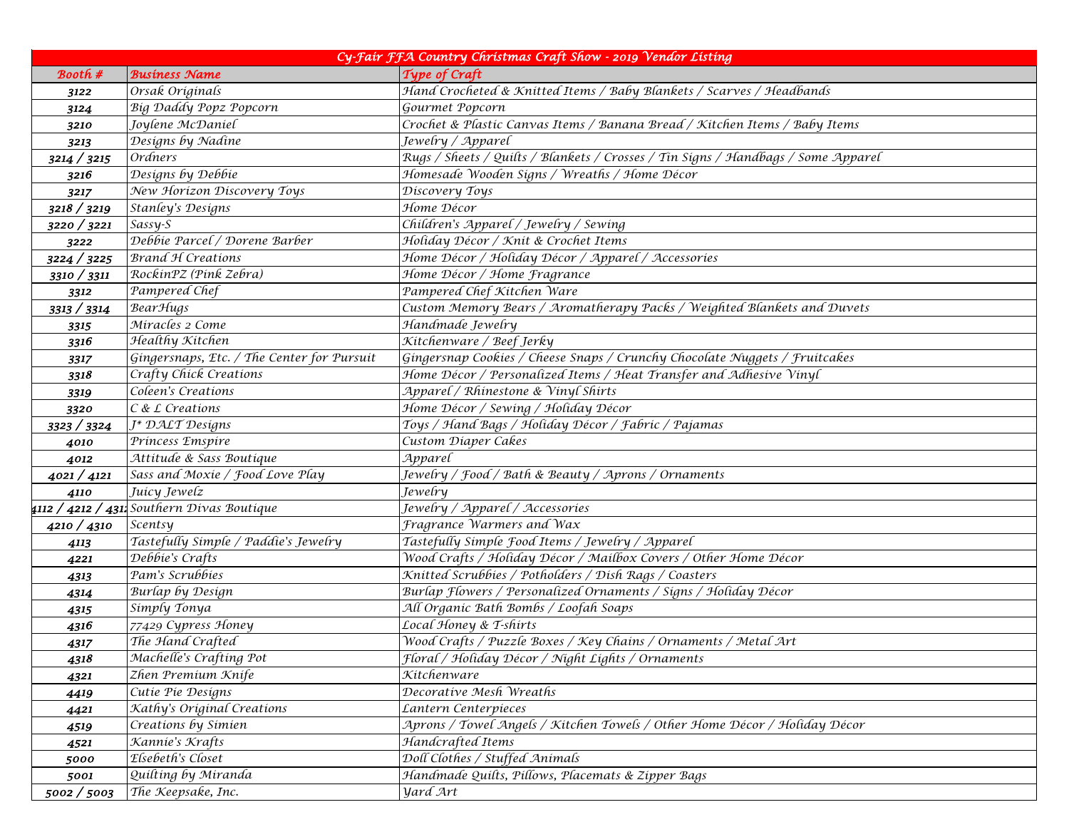| Cy-Fair FFA Country Christmas Craft Show - 2019 Vendor Listing | | |
|---|---|---|
| **Booth #** | **Business Name** | **Type of Craft** |
| 3122 | Orsak Originals | Hand Crocheted & Knitted Items / Baby Blankets / Scarves / Headbands |
| 3124 | Big Daddy Popz Popcorn | Gourmet Popcorn |
| 3210 | Joylene McDaniel | Crochet & Plastic Canvas Items / Banana Bread / Kitchen Items / Baby Items |
| 3213 | Designs by Nadine | Jewelry / Apparel |
| 3214 / 3215 | Ordners | Rugs / Sheets / Quilts / Blankets / Crosses / Tin Signs / Handbags / Some Apparel |
| 3216 | Designs by Debbie | Homesade Wooden Signs / Wreaths / Home Décor |
| 3217 | New Horizon Discovery Toys | Discovery Toys |
| 3218 / 3219 | Stanley's Designs | Home Décor |
| 3220 / 3221 | Sassy-S | Children's Apparel / Jewelry / Sewing |
| 3222 | Debbie Parcel / Dorene Barber | Holiday Décor / Knit & Crochet Items |
| 3224 / 3225 | Brand H Creations | Home Décor / Holiday Décor / Apparel / Accessories |
| 3310 / 3311 | RockinPZ (Pink Zebra) | Home Décor / Home Fragrance |
| 3312 | Pampered Chef | Pampered Chef Kitchen Ware |
| 3313 / 3314 | BearHugs | Custom Memory Bears / Aromatherapy Packs / Weighted Blankets and Duvets |
| 3315 | Miracles 2 Come | Handmade Jewelry |
| 3316 | Healthy Kitchen | Kitchenware / Beef Jerky |
| 3317 | Gingersnaps, Etc. / The Center for Pursuit | Gingersnap Cookies / Cheese Snaps / Crunchy Chocolate Nuggets / Fruitcakes |
| 3318 | Crafty Chick Creations | Home Décor / Personalized Items / Heat Transfer and Adhesive Vinyl |
| 3319 | Coleen's Creations | Apparel / Rhinestone & Vinyl Shirts |
| 3320 | C & L Creations | Home Décor / Sewing / Holiday Décor |
| 3323 / 3324 | J* DALT Designs | Toys / Hand Bags / Holiday Décor / Fabric / Pajamas |
| 4010 | Princess Emspire | Custom Diaper Cakes |
| 4012 | Attitude & Sass Boutique | Apparel |
| 4021 / 4121 | Sass and Moxie / Food Love Play | Jewelry / Food / Bath & Beauty / Aprons / Ornaments |
| 4110 | Juicy Jewelz | Jewelry |
| 4112 / 4212 / 431: | Southern Divas Boutique | Jewelry / Apparel / Accessories |
| 4210 / 4310 | Scentsy | Fragrance Warmers and Wax |
| 4113 | Tastefully Simple / Paddie's Jewelry | Tastefully Simple Food Items / Jewelry / Apparel |
| 4221 | Debbie's Crafts | Wood Crafts / Holiday Décor / Mailbox Covers / Other Home Décor |
| 4313 | Pam's Scrubbies | Knitted Scrubbies / Potholders / Dish Rags / Coasters |
| 4314 | Burlap by Design | Burlap Flowers / Personalized Ornaments / Signs / Holiday Décor |
| 4315 | Simply Tonya | All Organic Bath Bombs / Loofah Soaps |
| 4316 | 77429 Cypress Honey | Local Honey & T-shirts |
| 4317 | The Hand Crafted | Wood Crafts / Puzzle Boxes / Key Chains / Ornaments / Metal Art |
| 4318 | Machelle's Crafting Pot | Floral / Holiday Décor / Night Lights / Ornaments |
| 4321 | Zhen Premium Knife | Kitchenware |
| 4419 | Cutie Pie Designs | Decorative Mesh Wreaths |
| 4421 | Kathy's Original Creations | Lantern Centerpieces |
| 4519 | Creations by Simien | Aprons / Towel Angels / Kitchen Towels / Other Home Décor / Holiday Décor |
| 4521 | Kannie's Krafts | Handcrafted Items |
| 5000 | Elsebeth's Closet | Doll Clothes / Stuffed Animals |
| 5001 | Quilting by Miranda | Handmade Quilts, Pillows, Placemats & Zipper Bags |
| 5002 / 5003 | The Keepsake, Inc. | Yard Art |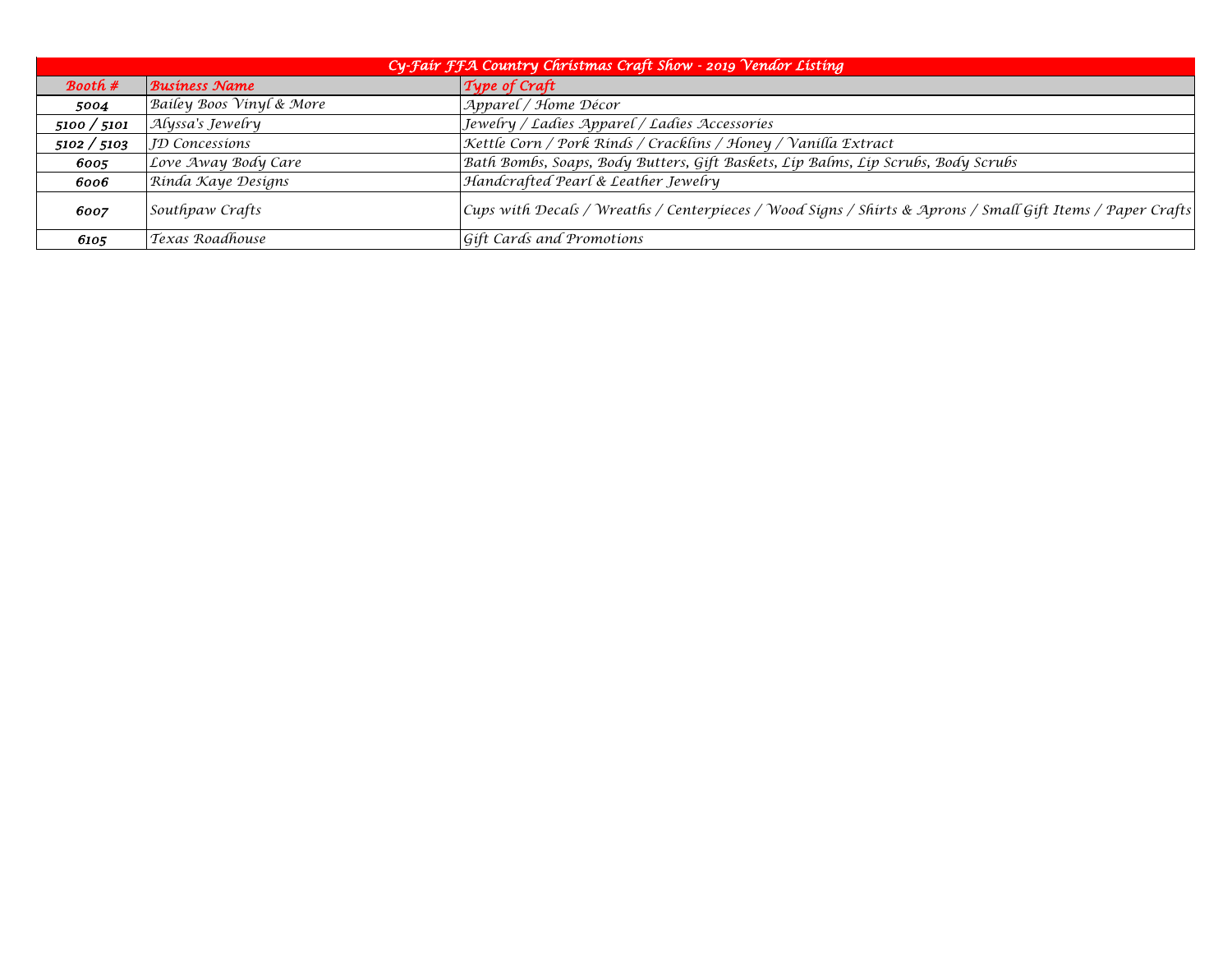| Cy-Fair FFA Country Christmas Craft Show - 2019 Vendor Listing | | |
| --- | --- | --- |
| **Booth #** | **Business Name** | **Type of Craft** |
| 5004 | Bailey Boos Vinyl & More | Apparel / Home Décor |
| 5100 / 5101 | Alyssa's Jewelry | Jewelry / Ladies Apparel / Ladies Accessories |
| 5102 / 5103 | JD Concessions | Kettle Corn / Pork Rinds / Cracklins / Honey / Vanilla Extract |
| 6005 | Love Away Body Care | Bath Bombs, Soaps, Body Butters, Gift Baskets, Lip Balms, Lip Scrubs, Body Scrubs |
| 6006 | Rinda Kaye Designs | Handcrafted Pearl & Leather Jewelry |
| 6007 | Southpaw Crafts | Cups with Decals / Wreaths / Centerpieces / Wood Signs / Shirts & Aprons / Small Gift Items / Paper Crafts |
| 6105 | Texas Roadhouse | Gift Cards and Promotions |